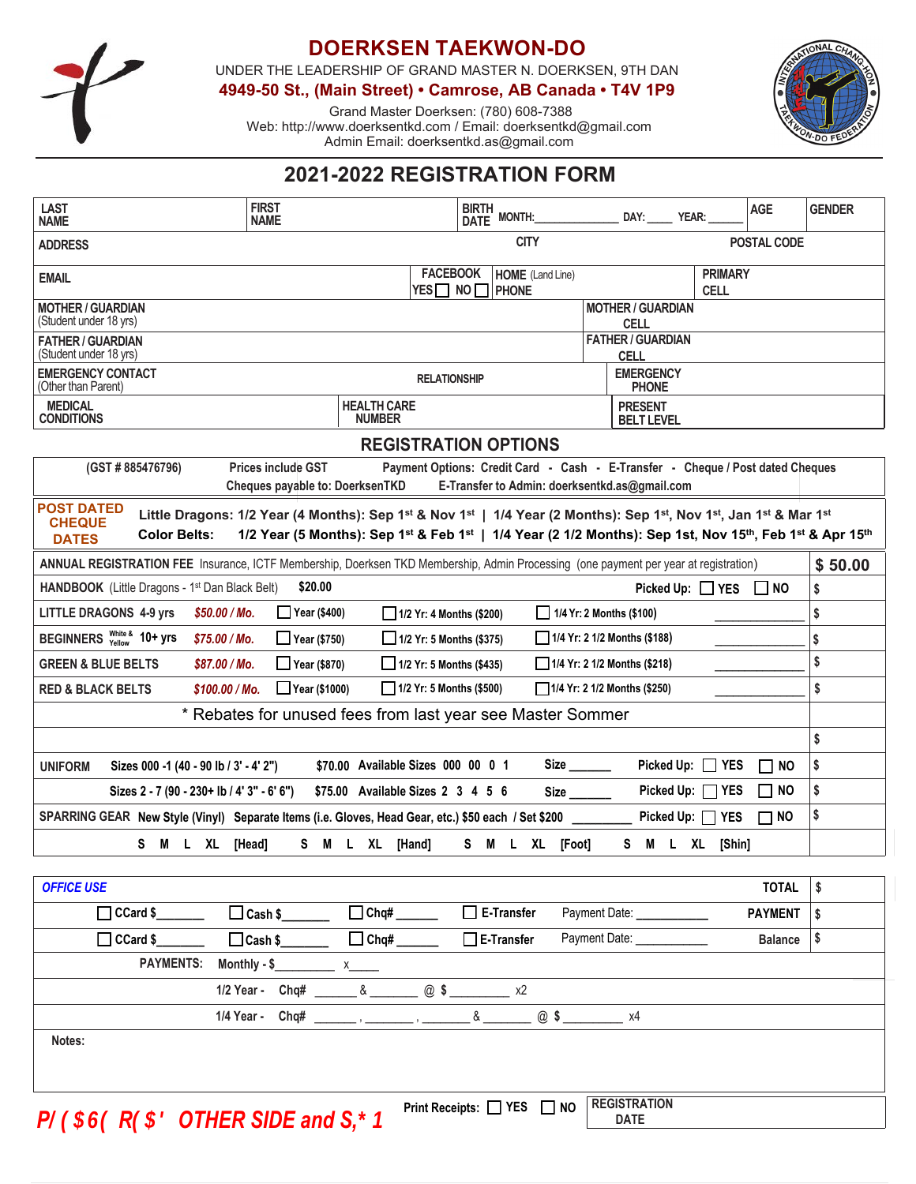# DOERKSEN TAEKWON-DO

UNDER THE LEADERSHIP OF GRAND MASTER N. DOERKSEN, 9TH DAN

**4949-50 St., (Main Street) • Camrose, AB Canada • T4V 1P9**

Grand Master Doerksen: (780) 608-7388
Web: http://www.doerksentkd.com / Email: doerksentkd@gmail.com
Admin Email: doerksentkd.as@gmail.com

## 2021-2022 REGISTRATION FORM

| LAST NAME | FIRST NAME | BIRTH DATE MONTH:____________ DAY: ____ YEAR: ______ | AGE | GENDER |
|---|---|---|---|---|
| ADDRESS | | CITY | POSTAL CODE | |
| EMAIL | FACEBOOK YES ☐ NO ☐ | HOME (Land Line) PHONE | PRIMARY CELL | |
| MOTHER / GUARDIAN (Student under 18 yrs) | | MOTHER / GUARDIAN CELL | | |
| FATHER / GUARDIAN (Student under 18 yrs) | | FATHER / GUARDIAN CELL | | |
| EMERGENCY CONTACT (Other than Parent) | RELATIONSHIP | EMERGENCY PHONE | | |
| MEDICAL CONDITIONS | HEALTH CARE NUMBER | PRESENT BELT LEVEL | | |

## REGISTRATION OPTIONS

(GST # 885476796) Prices include GST Payment Options: Credit Card - Cash - E-Transfer - Cheque / Post dated Cheques
Cheques payable to: DoerksenTKD E-Transfer to Admin: doerksentkd.as@gmail.com

**POST DATED CHEQUE DATES**
Little Dragons: 1/2 Year (4 Months): Sep 1st & Nov 1st | 1/4 Year (2 Months): Sep 1st, Nov 1st, Jan 1st & Mar 1st
Color Belts: 1/2 Year (5 Months): Sep 1st & Feb 1st | 1/4 Year (2 1/2 Months): Sep 1st, Nov 15th, Feb 1st & Apr 15th

| | | | | | | |
|---|---|---|---|---|---|---|
| **ANNUAL REGISTRATION FEE** Insurance, ICTF Membership, Doerksen TKD Membership, Admin Processing (one payment per year at registration) | | | | | | **$ 50.00** |
| **HANDBOOK** (Little Dragons - 1st Dan Black Belt) | $20.00 | | | Picked Up: ☐ YES ☐ NO | | $ |
| **LITTLE DRAGONS** 4-9 yrs | *$50.00 / Mo.* | ☐ Year ($400) | ☐ 1/2 Yr: 4 Months ($200) | ☐ 1/4 Yr: 2 Months ($100) | ________ | $ |
| **BEGINNERS** White & Yellow 10+ yrs | *$75.00 / Mo.* | ☐ Year ($750) | ☐ 1/2 Yr: 5 Months ($375) | ☐ 1/4 Yr: 2 1/2 Months ($188) | ________ | $ |
| **GREEN & BLUE BELTS** | *$87.00 / Mo.* | ☐ Year ($870) | ☐ 1/2 Yr: 5 Months ($435) | ☐ 1/4 Yr: 2 1/2 Months ($218) | ________ | $ |
| **RED & BLACK BELTS** | *$100.00 / Mo.* | ☐ Year ($1000) | ☐ 1/2 Yr: 5 Months ($500) | ☐ 1/4 Yr: 2 1/2 Months ($250) | ________ | $ |
| * Rebates for unused fees from last year see Master Sommer | | | | | | |
| | | | | | | $ |
| **UNIFORM** Sizes 000 -1 (40 - 90 lb / 3' - 4' 2") | $70.00 Available Sizes 000 00 0 1 | | Size ______ | Picked Up: ☐ YES ☐ NO | | $ |
| Sizes 2 - 7 (90 - 230+ lb / 4' 3" - 6' 6") | $75.00 Available Sizes 2 3 4 5 6 | | Size ______ | Picked Up: ☐ YES ☐ NO | | $ |
| **SPARRING GEAR** New Style (Vinyl) Separate Items (i.e. Gloves, Head Gear, etc.) $50 each / Set $200 ________ | | | | Picked Up: ☐ YES ☐ NO | | $ |
| S M L XL [Head] S M L XL [Hand] S M L XL [Foot] S M L XL [Shin] | | | | | | |

| | | | | | | |
|---|---|---|---|---|---|---|
| ***OFFICE USE*** | | | | | **TOTAL** | $ |
| ☐ CCard $_______ | ☐ Cash $_______ | ☐ Chq# _______ | ☐ E-Transfer | Payment Date: ___________ | **PAYMENT** | $ |
| ☐ CCard $_______ | ☐ Cash $_______ | ☐ Chq# _______ | ☐ E-Transfer | Payment Date: ___________ | Balance | $ |
| **PAYMENTS:** Monthly - $_________ x_____ | | | | | | |
| 1/2 Year - Chq# ______ & _______ @ $ _________ x2 | | | | | | |
| 1/4 Year - Chq# ______ , _______ , _______ & _______ @ $ _________ x4 | | | | | | |
| Notes: | | | | | | |

***P/ ( $6( R( $' OTHER SIDE and S,* 1***

Print Receipts: ☐ YES ☐ NO

REGISTRATION DATE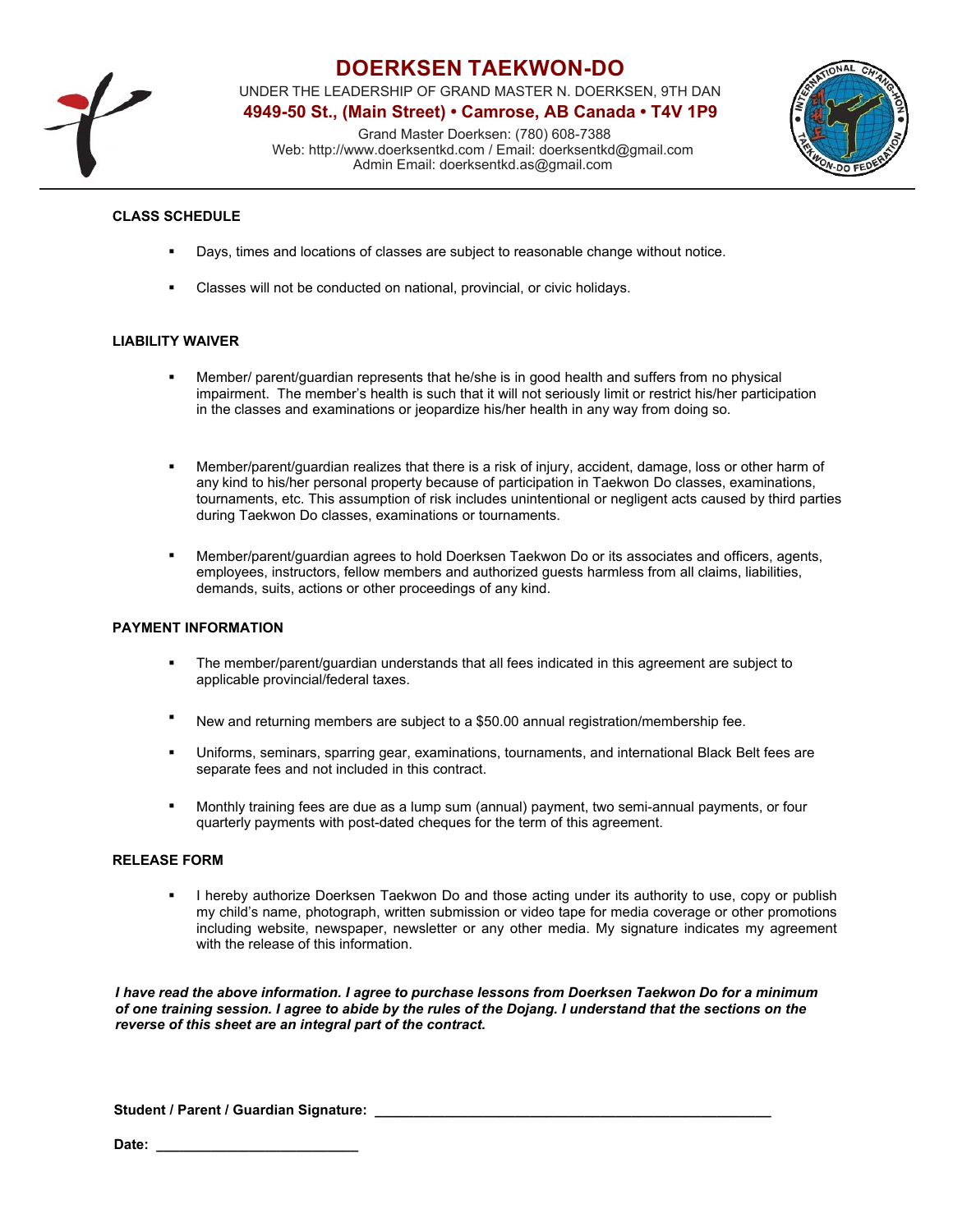# DOERKSEN TAEKWON-DO

UNDER THE LEADERSHIP OF GRAND MASTER N. DOERKSEN, 9TH DAN

**4949-50 St., (Main Street) • Camrose, AB Canada • T4V 1P9**

Grand Master Doerksen: (780) 608-7388
Web: http://www.doerksentkd.com / Email: doerksentkd@gmail.com
Admin Email: doerksentkd.as@gmail.com

## CLASS SCHEDULE

- Days, times and locations of classes are subject to reasonable change without notice.
- Classes will not be conducted on national, provincial, or civic holidays.

## LIABILITY WAIVER

- Member/ parent/guardian represents that he/she is in good health and suffers from no physical impairment. The member's health is such that it will not seriously limit or restrict his/her participation in the classes and examinations or jeopardize his/her health in any way from doing so.
- Member/parent/guardian realizes that there is a risk of injury, accident, damage, loss or other harm of any kind to his/her personal property because of participation in Taekwon Do classes, examinations, tournaments, etc. This assumption of risk includes unintentional or negligent acts caused by third parties during Taekwon Do classes, examinations or tournaments.
- Member/parent/guardian agrees to hold Doerksen Taekwon Do or its associates and officers, agents, employees, instructors, fellow members and authorized guests harmless from all claims, liabilities, demands, suits, actions or other proceedings of any kind.

## PAYMENT INFORMATION

- The member/parent/guardian understands that all fees indicated in this agreement are subject to applicable provincial/federal taxes.
- New and returning members are subject to a $50.00 annual registration/membership fee.
- Uniforms, seminars, sparring gear, examinations, tournaments, and international Black Belt fees are separate fees and not included in this contract.
- Monthly training fees are due as a lump sum (annual) payment, two semi-annual payments, or four quarterly payments with post-dated cheques for the term of this agreement.

## RELEASE FORM

- I hereby authorize Doerksen Taekwon Do and those acting under its authority to use, copy or publish my child's name, photograph, written submission or video tape for media coverage or other promotions including website, newspaper, newsletter or any other media. My signature indicates my agreement with the release of this information.

***I have read the above information. I agree to purchase lessons from Doerksen Taekwon Do for a minimum of one training session. I agree to abide by the rules of the Dojang. I understand that the sections on the reverse of this sheet are an integral part of the contract.***

**Student / Parent / Guardian Signature:** ______________________________________________

**Date:** ________________________